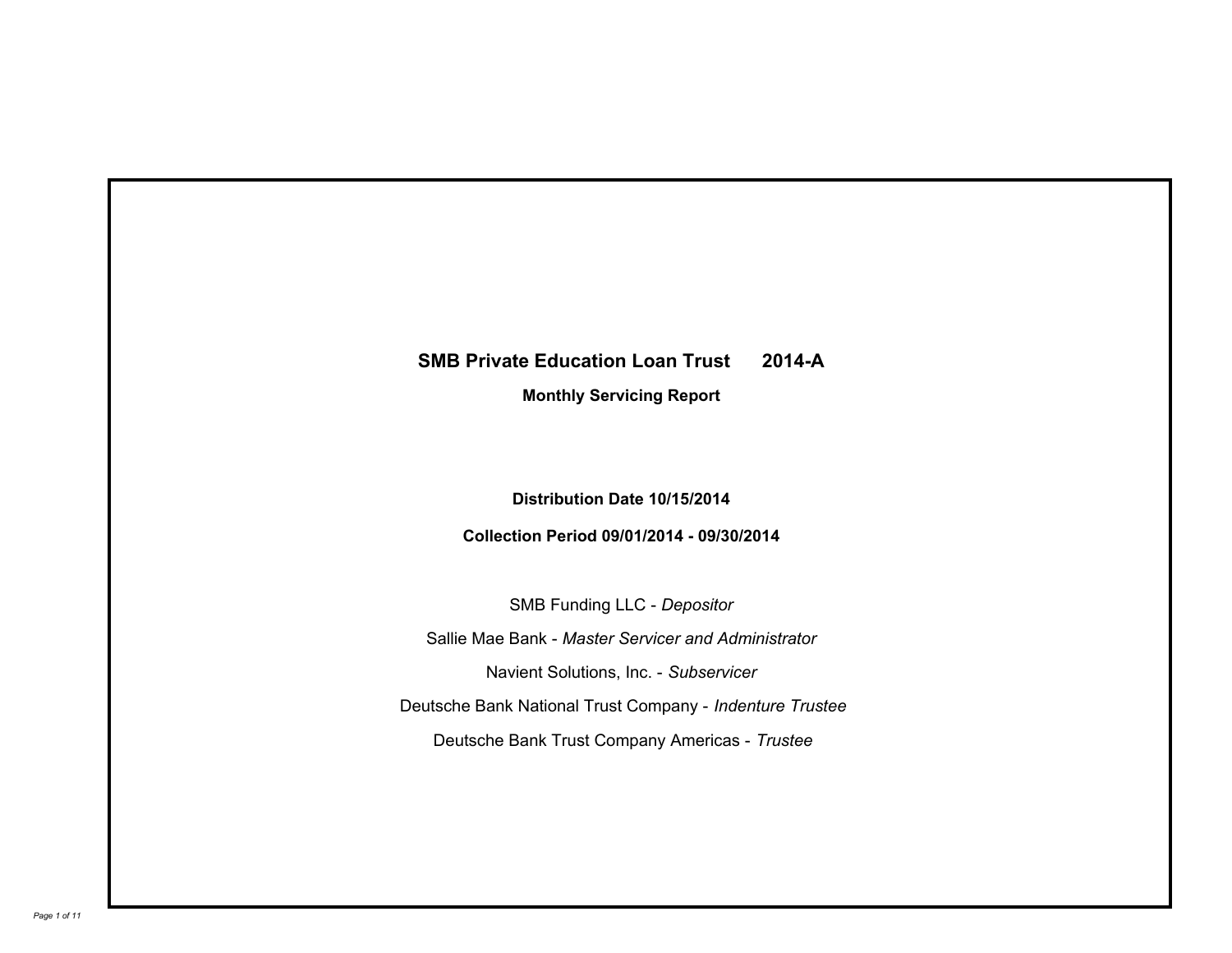# SMB Private Education Loan Trust 2014-A

**Monthly Servicing Report**

**Distribution Date 10/15/2014**

**Collection Period 09/01/2014 - 09/30/2014**

SMB Funding LLC - *Depositor*

Sallie Mae Bank - *Master Servicer and Administrator*

Navient Solutions, Inc. - *Subservicer*

Deutsche Bank National Trust Company - *Indenture Trustee*

Deutsche Bank Trust Company Americas - *Trustee*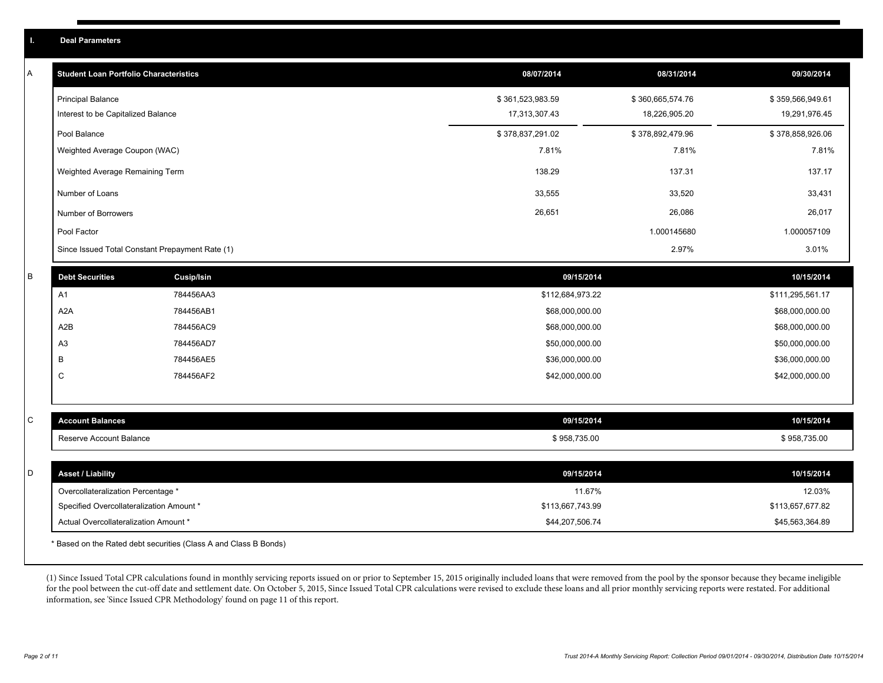## I. Deal Parameters

### A

| Student Loan Portfolio Characteristics | 08/07/2014 | 08/31/2014 | 09/30/2014 |
|---|---|---|---|
| Principal Balance | $ 361,523,983.59 | $ 360,665,574.76 | $ 359,566,949.61 |
| Interest to be Capitalized Balance | 17,313,307.43 | 18,226,905.20 | 19,291,976.45 |
| Pool Balance | $ 378,837,291.02 | $ 378,892,479.96 | $ 378,858,926.06 |
| Weighted Average Coupon (WAC) | 7.81% | 7.81% | 7.81% |
| Weighted Average Remaining Term | 138.29 | 137.31 | 137.17 |
| Number of Loans | 33,555 | 33,520 | 33,431 |
| Number of Borrowers | 26,651 | 26,086 | 26,017 |
| Pool Factor | | 1.000145680 | 1.000057109 |
| Since Issued Total Constant Prepayment Rate (1) | | 2.97% | 3.01% |

### B

| Debt Securities | Cusip/Isin | 09/15/2014 | 10/15/2014 |
|---|---|---|---|
| A1 | 784456AA3 | $112,684,973.22 | $111,295,561.17 |
| A2A | 784456AB1 | $68,000,000.00 | $68,000,000.00 |
| A2B | 784456AC9 | $68,000,000.00 | $68,000,000.00 |
| A3 | 784456AD7 | $50,000,000.00 | $50,000,000.00 |
| B | 784456AE5 | $36,000,000.00 | $36,000,000.00 |
| C | 784456AF2 | $42,000,000.00 | $42,000,000.00 |

### C

| Account Balances | 09/15/2014 | 10/15/2014 |
|---|---|---|
| Reserve Account Balance | $ 958,735.00 | $ 958,735.00 |

### D

| Asset / Liability | 09/15/2014 | 10/15/2014 |
|---|---|---|
| Overcollateralization Percentage * | 11.67% | 12.03% |
| Specified Overcollateralization Amount * | $113,667,743.99 | $113,657,677.82 |
| Actual Overcollateralization Amount * | $44,207,506.74 | $45,563,364.89 |

* Based on the Rated debt securities (Class A and Class B Bonds)

(1) Since Issued Total CPR calculations found in monthly servicing reports issued on or prior to September 15, 2015 originally included loans that were removed from the pool by the sponsor because they became ineligible for the pool between the cut-off date and settlement date. On October 5, 2015, Since Issued Total CPR calculations were revised to exclude these loans and all prior monthly servicing reports were restated. For additional information, see 'Since Issued CPR Methodology' found on page 11 of this report.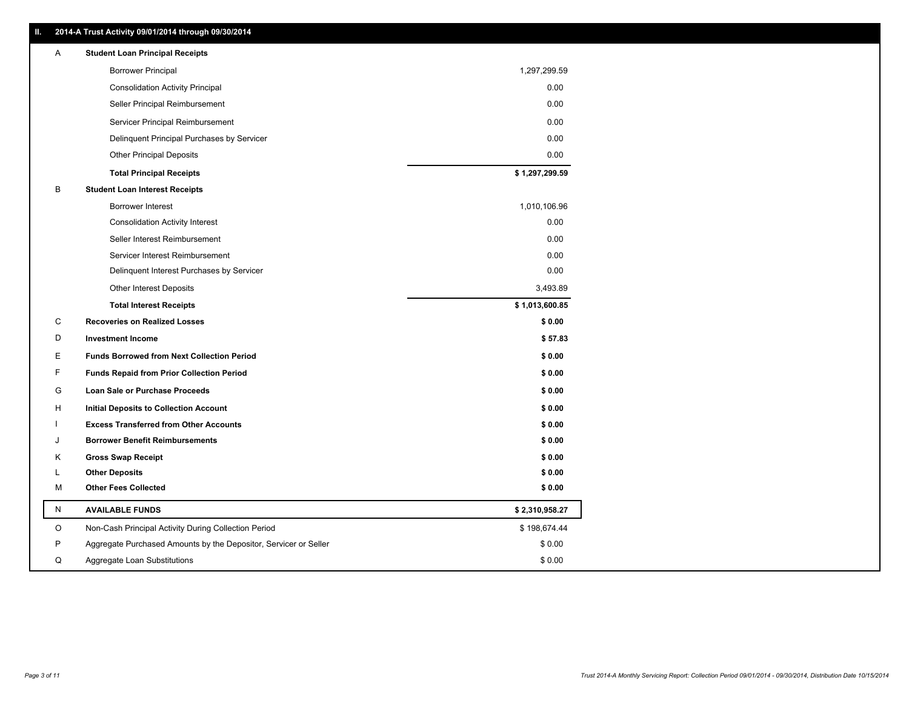## II. 2014-A Trust Activity 09/01/2014 through 09/30/2014

| | | |
|---|---|---|
| A | **Student Loan Principal Receipts** | |
| | Borrower Principal | 1,297,299.59 |
| | Consolidation Activity Principal | 0.00 |
| | Seller Principal Reimbursement | 0.00 |
| | Servicer Principal Reimbursement | 0.00 |
| | Delinquent Principal Purchases by Servicer | 0.00 |
| | Other Principal Deposits | 0.00 |
| | **Total Principal Receipts** | **$ 1,297,299.59** |
| B | **Student Loan Interest Receipts** | |
| | Borrower Interest | 1,010,106.96 |
| | Consolidation Activity Interest | 0.00 |
| | Seller Interest Reimbursement | 0.00 |
| | Servicer Interest Reimbursement | 0.00 |
| | Delinquent Interest Purchases by Servicer | 0.00 |
| | Other Interest Deposits | 3,493.89 |
| | **Total Interest Receipts** | **$ 1,013,600.85** |
| C | **Recoveries on Realized Losses** | **$ 0.00** |
| D | **Investment Income** | **$ 57.83** |
| E | **Funds Borrowed from Next Collection Period** | **$ 0.00** |
| F | **Funds Repaid from Prior Collection Period** | **$ 0.00** |
| G | **Loan Sale or Purchase Proceeds** | **$ 0.00** |
| H | **Initial Deposits to Collection Account** | **$ 0.00** |
| I | **Excess Transferred from Other Accounts** | **$ 0.00** |
| J | **Borrower Benefit Reimbursements** | **$ 0.00** |
| K | **Gross Swap Receipt** | **$ 0.00** |
| L | **Other Deposits** | **$ 0.00** |
| M | **Other Fees Collected** | **$ 0.00** |
| N | **AVAILABLE FUNDS** | **$ 2,310,958.27** |
| O | Non-Cash Principal Activity During Collection Period | $ 198,674.44 |
| P | Aggregate Purchased Amounts by the Depositor, Servicer or Seller | $ 0.00 |
| Q | Aggregate Loan Substitutions | $ 0.00 |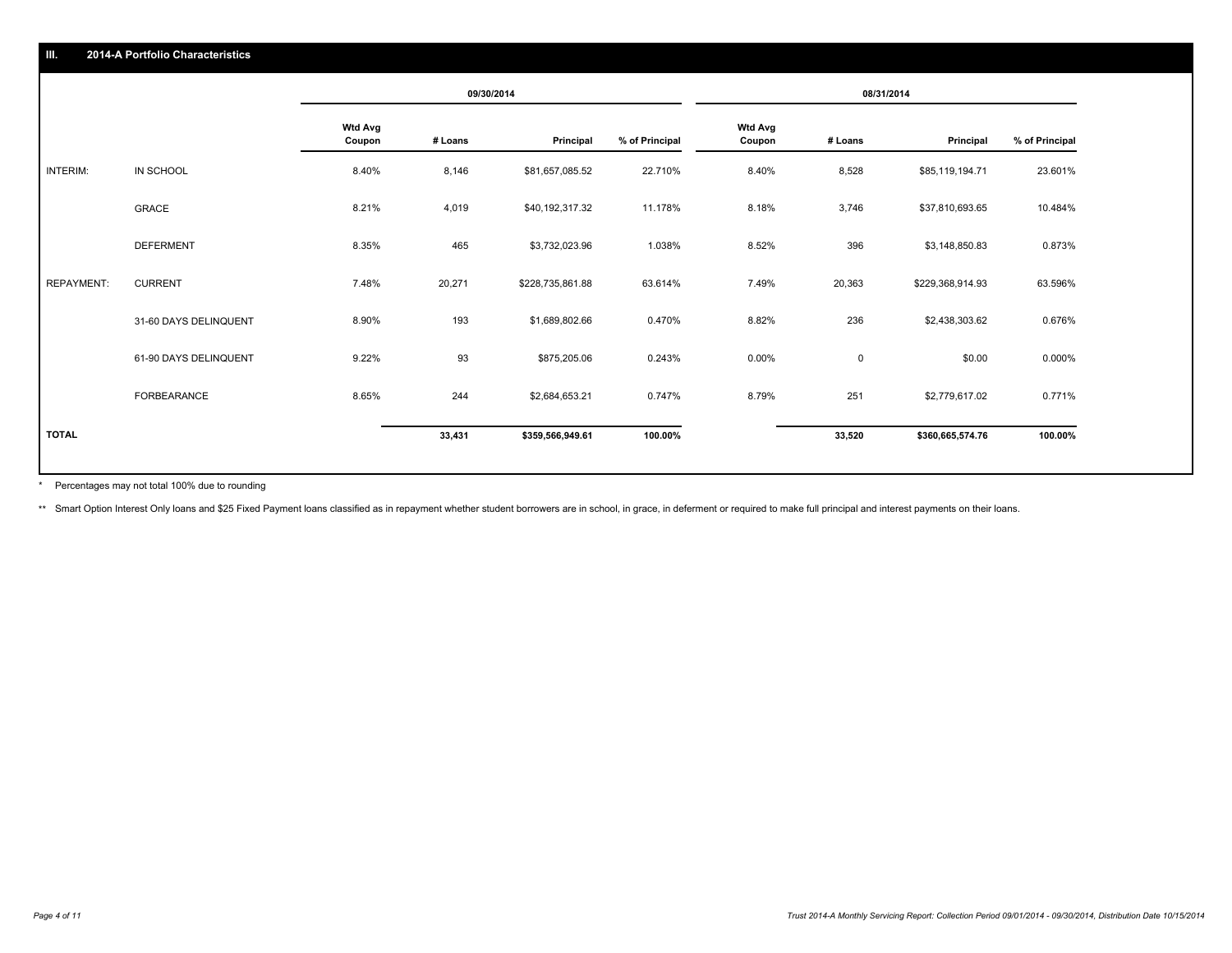## III. 2014-A Portfolio Characteristics

| | | 09/30/2014 | | | | 08/31/2014 | | | |
|---|---|---|---|---|---|---|---|---|---|
| | | Wtd Avg Coupon | # Loans | Principal | % of Principal | Wtd Avg Coupon | # Loans | Principal | % of Principal |
| INTERIM: | IN SCHOOL | 8.40% | 8,146 | $81,657,085.52 | 22.710% | 8.40% | 8,528 | $85,119,194.71 | 23.601% |
| | GRACE | 8.21% | 4,019 | $40,192,317.32 | 11.178% | 8.18% | 3,746 | $37,810,693.65 | 10.484% |
| | DEFERMENT | 8.35% | 465 | $3,732,023.96 | 1.038% | 8.52% | 396 | $3,148,850.83 | 0.873% |
| REPAYMENT: | CURRENT | 7.48% | 20,271 | $228,735,861.88 | 63.614% | 7.49% | 20,363 | $229,368,914.93 | 63.596% |
| | 31-60 DAYS DELINQUENT | 8.90% | 193 | $1,689,802.66 | 0.470% | 8.82% | 236 | $2,438,303.62 | 0.676% |
| | 61-90 DAYS DELINQUENT | 9.22% | 93 | $875,205.06 | 0.243% | 0.00% | 0 | $0.00 | 0.000% |
| | FORBEARANCE | 8.65% | 244 | $2,684,653.21 | 0.747% | 8.79% | 251 | $2,779,617.02 | 0.771% |
| **TOTAL** | | | **33,431** | **$359,566,949.61** | **100.00%** | | **33,520** | **$360,665,574.76** | **100.00%** |

\* Percentages may not total 100% due to rounding

\*\* Smart Option Interest Only loans and $25 Fixed Payment loans classified as in repayment whether student borrowers are in school, in grace, in deferment or required to make full principal and interest payments on their loans.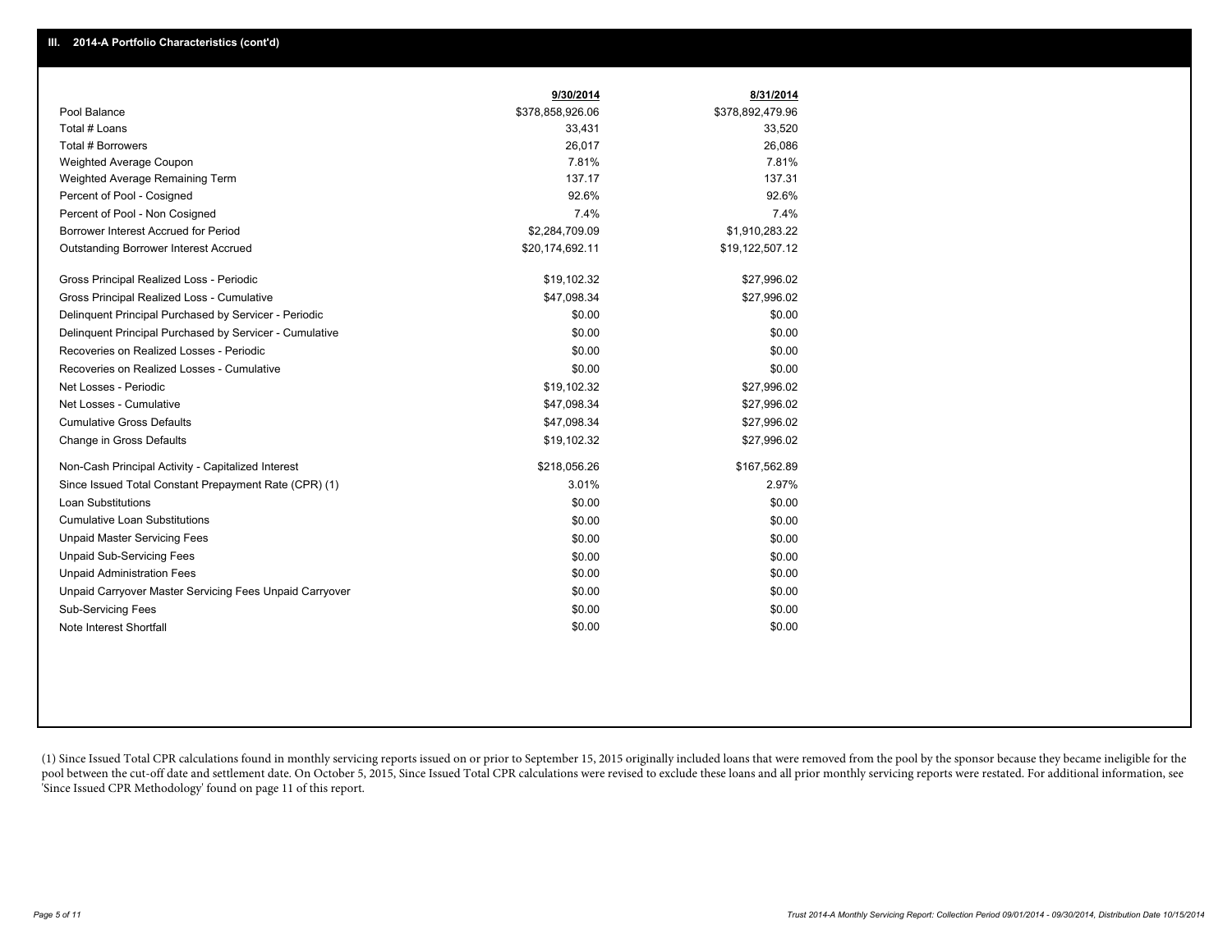## III. 2014-A Portfolio Characteristics (cont'd)

| | 9/30/2014 | 8/31/2014 |
|---|---|---|
| Pool Balance | $378,858,926.06 | $378,892,479.96 |
| Total # Loans | 33,431 | 33,520 |
| Total # Borrowers | 26,017 | 26,086 |
| Weighted Average Coupon | 7.81% | 7.81% |
| Weighted Average Remaining Term | 137.17 | 137.31 |
| Percent of Pool - Cosigned | 92.6% | 92.6% |
| Percent of Pool - Non Cosigned | 7.4% | 7.4% |
| Borrower Interest Accrued for Period | $2,284,709.09 | $1,910,283.22 |
| Outstanding Borrower Interest Accrued | $20,174,692.11 | $19,122,507.12 |
| Gross Principal Realized Loss - Periodic | $19,102.32 | $27,996.02 |
| Gross Principal Realized Loss - Cumulative | $47,098.34 | $27,996.02 |
| Delinquent Principal Purchased by Servicer - Periodic | $0.00 | $0.00 |
| Delinquent Principal Purchased by Servicer - Cumulative | $0.00 | $0.00 |
| Recoveries on Realized Losses - Periodic | $0.00 | $0.00 |
| Recoveries on Realized Losses - Cumulative | $0.00 | $0.00 |
| Net Losses - Periodic | $19,102.32 | $27,996.02 |
| Net Losses - Cumulative | $47,098.34 | $27,996.02 |
| Cumulative Gross Defaults | $47,098.34 | $27,996.02 |
| Change in Gross Defaults | $19,102.32 | $27,996.02 |
| Non-Cash Principal Activity - Capitalized Interest | $218,056.26 | $167,562.89 |
| Since Issued Total Constant Prepayment Rate (CPR) (1) | 3.01% | 2.97% |
| Loan Substitutions | $0.00 | $0.00 |
| Cumulative Loan Substitutions | $0.00 | $0.00 |
| Unpaid Master Servicing Fees | $0.00 | $0.00 |
| Unpaid Sub-Servicing Fees | $0.00 | $0.00 |
| Unpaid Administration Fees | $0.00 | $0.00 |
| Unpaid Carryover Master Servicing Fees Unpaid Carryover | $0.00 | $0.00 |
| Sub-Servicing Fees | $0.00 | $0.00 |
| Note Interest Shortfall | $0.00 | $0.00 |

(1) Since Issued Total CPR calculations found in monthly servicing reports issued on or prior to September 15, 2015 originally included loans that were removed from the pool by the sponsor because they became ineligible for the pool between the cut-off date and settlement date. On October 5, 2015, Since Issued Total CPR calculations were revised to exclude these loans and all prior monthly servicing reports were restated. For additional information, see 'Since Issued CPR Methodology' found on page 11 of this report.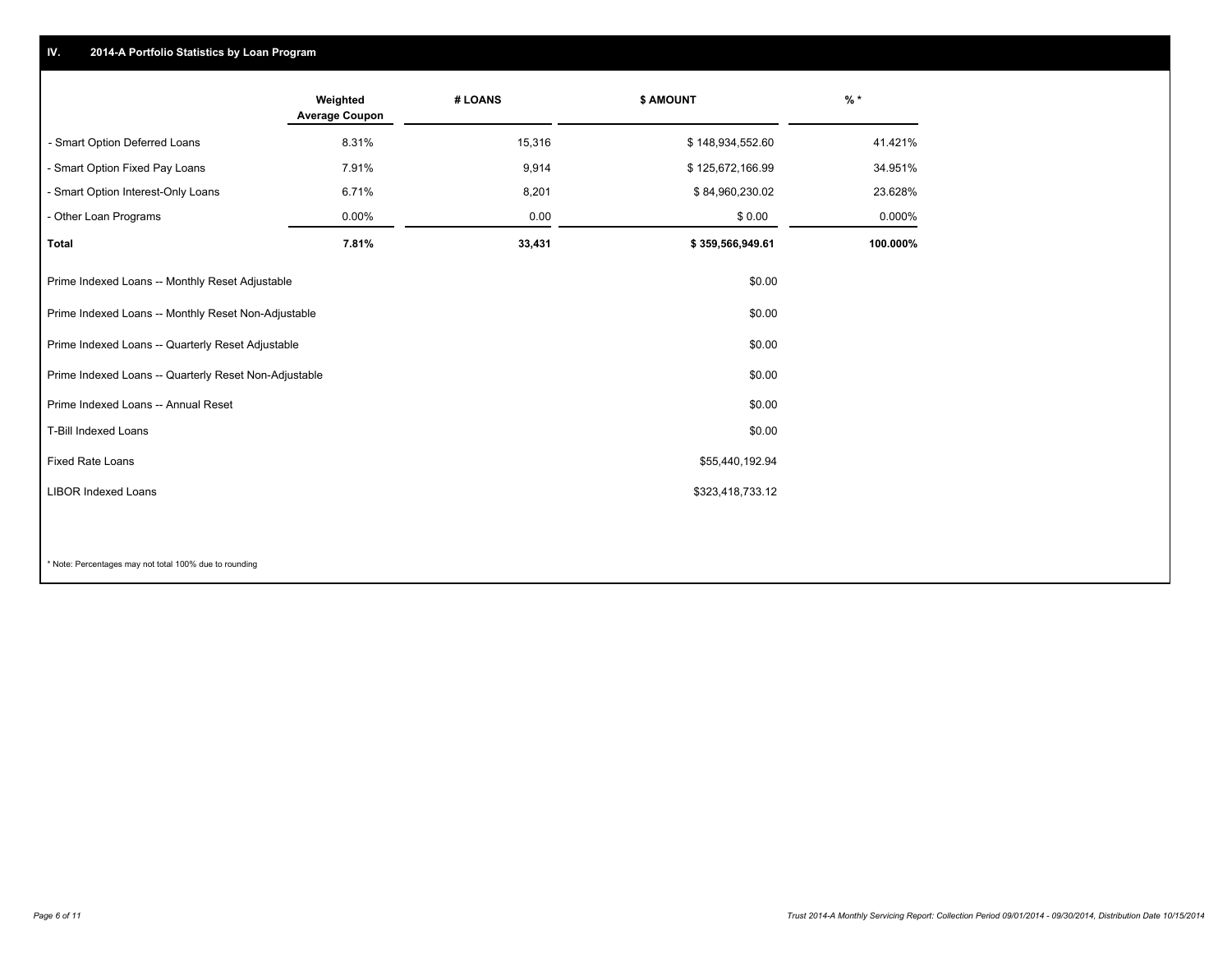## IV. 2014-A Portfolio Statistics by Loan Program

| | Weighted Average Coupon | # LOANS | $ AMOUNT | % * |
|---|---|---|---|---|
| - Smart Option Deferred Loans | 8.31% | 15,316 | $ 148,934,552.60 | 41.421% |
| - Smart Option Fixed Pay Loans | 7.91% | 9,914 | $ 125,672,166.99 | 34.951% |
| - Smart Option Interest-Only Loans | 6.71% | 8,201 | $ 84,960,230.02 | 23.628% |
| - Other Loan Programs | 0.00% | 0.00 | $ 0.00 | 0.000% |
| **Total** | **7.81%** | **33,431** | **$ 359,566,949.61** | **100.000%** |

| | $ AMOUNT |
|---|---|
| Prime Indexed Loans -- Monthly Reset Adjustable | $0.00 |
| Prime Indexed Loans -- Monthly Reset Non-Adjustable | $0.00 |
| Prime Indexed Loans -- Quarterly Reset Adjustable | $0.00 |
| Prime Indexed Loans -- Quarterly Reset Non-Adjustable | $0.00 |
| Prime Indexed Loans -- Annual Reset | $0.00 |
| T-Bill Indexed Loans | $0.00 |
| Fixed Rate Loans | $55,440,192.94 |
| LIBOR Indexed Loans | $323,418,733.12 |

* Note: Percentages may not total 100% due to rounding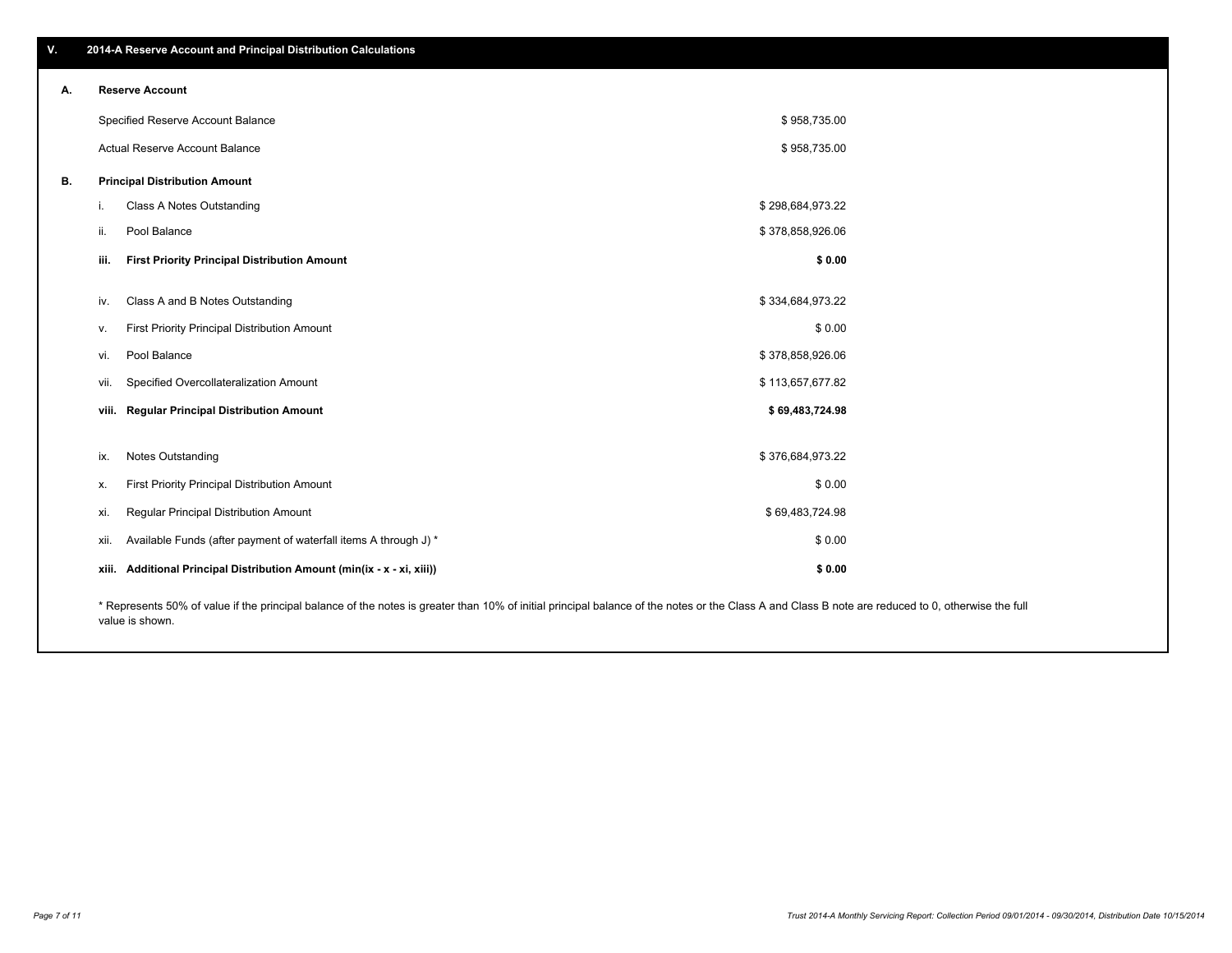## V. 2014-A Reserve Account and Principal Distribution Calculations

### A. Reserve Account

| | |
|---|---|
| Specified Reserve Account Balance | $ 958,735.00 |
| Actual Reserve Account Balance | $ 958,735.00 |

### B. Principal Distribution Amount

| | | |
|---|---|---|
| i. | Class A Notes Outstanding | $ 298,684,973.22 |
| ii. | Pool Balance | $ 378,858,926.06 |
| **iii.** | **First Priority Principal Distribution Amount** | **$ 0.00** |
| iv. | Class A and B Notes Outstanding | $ 334,684,973.22 |
| v. | First Priority Principal Distribution Amount | $ 0.00 |
| vi. | Pool Balance | $ 378,858,926.06 |
| vii. | Specified Overcollateralization Amount | $ 113,657,677.82 |
| **viii.** | **Regular Principal Distribution Amount** | **$ 69,483,724.98** |
| ix. | Notes Outstanding | $ 376,684,973.22 |
| x. | First Priority Principal Distribution Amount | $ 0.00 |
| xi. | Regular Principal Distribution Amount | $ 69,483,724.98 |
| xii. | Available Funds (after payment of waterfall items A through J) * | $ 0.00 |
| **xiii.** | **Additional Principal Distribution Amount (min(ix - x - xi, xiii))** | **$ 0.00** |

* Represents 50% of value if the principal balance of the notes is greater than 10% of initial principal balance of the notes or the Class A and Class B note are reduced to 0, otherwise the full value is shown.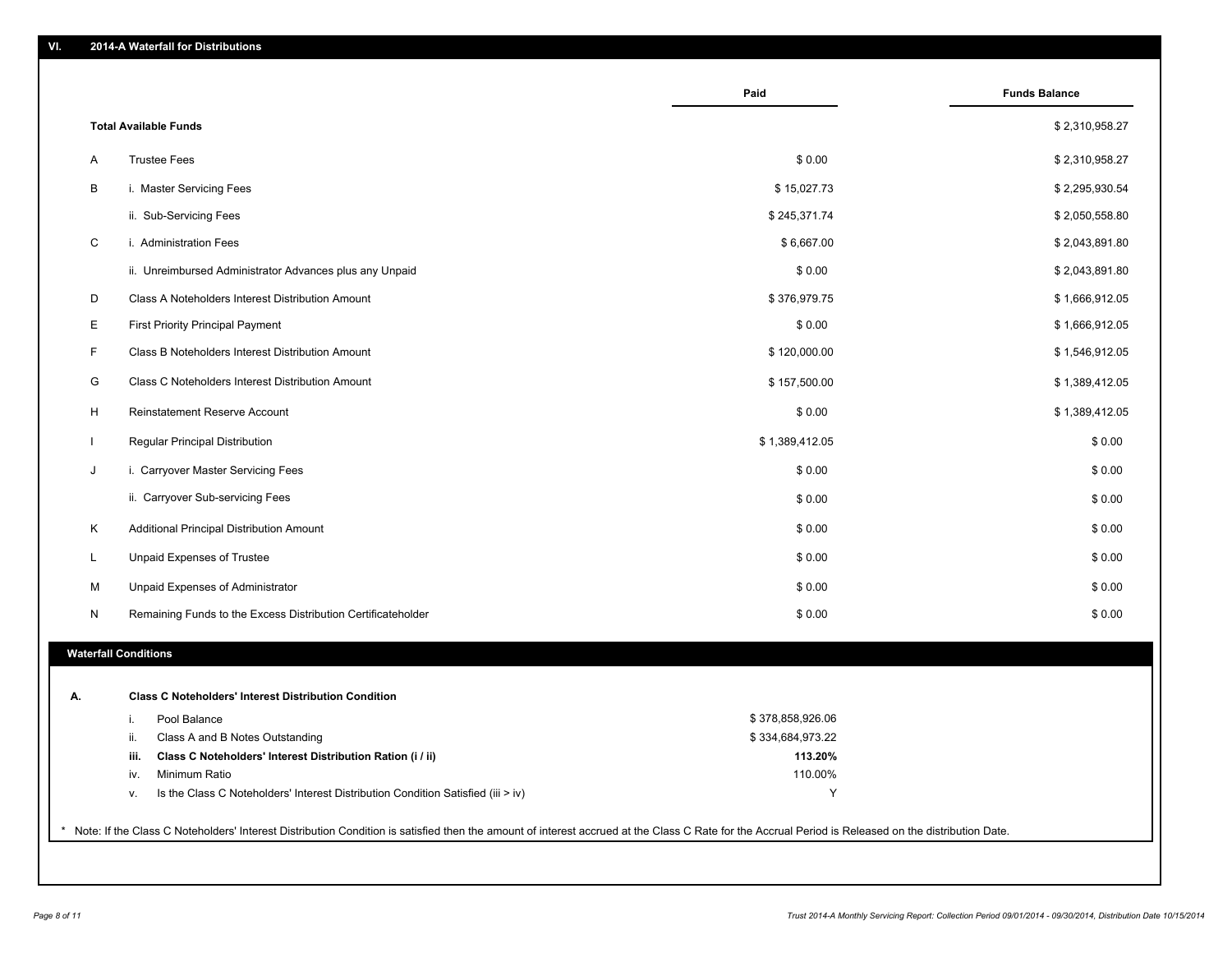## VI. 2014-A Waterfall for Distributions

| | | Paid | Funds Balance |
|---|---|---|---|
| **Total Available Funds** | | | $ 2,310,958.27 |
| A | Trustee Fees | $ 0.00 | $ 2,310,958.27 |
| B | i. Master Servicing Fees | $ 15,027.73 | $ 2,295,930.54 |
| | ii. Sub-Servicing Fees | $ 245,371.74 | $ 2,050,558.80 |
| C | i. Administration Fees | $ 6,667.00 | $ 2,043,891.80 |
| | ii. Unreimbursed Administrator Advances plus any Unpaid | $ 0.00 | $ 2,043,891.80 |
| D | Class A Noteholders Interest Distribution Amount | $ 376,979.75 | $ 1,666,912.05 |
| E | First Priority Principal Payment | $ 0.00 | $ 1,666,912.05 |
| F | Class B Noteholders Interest Distribution Amount | $ 120,000.00 | $ 1,546,912.05 |
| G | Class C Noteholders Interest Distribution Amount | $ 157,500.00 | $ 1,389,412.05 |
| H | Reinstatement Reserve Account | $ 0.00 | $ 1,389,412.05 |
| I | Regular Principal Distribution | $ 1,389,412.05 | $ 0.00 |
| J | i. Carryover Master Servicing Fees | $ 0.00 | $ 0.00 |
| | ii. Carryover Sub-servicing Fees | $ 0.00 | $ 0.00 |
| K | Additional Principal Distribution Amount | $ 0.00 | $ 0.00 |
| L | Unpaid Expenses of Trustee | $ 0.00 | $ 0.00 |
| M | Unpaid Expenses of Administrator | $ 0.00 | $ 0.00 |
| N | Remaining Funds to the Excess Distribution Certificateholder | $ 0.00 | $ 0.00 |

### Waterfall Conditions

**A. Class C Noteholders' Interest Distribution Condition**

| | | |
|---|---|---|
| i. | Pool Balance | $ 378,858,926.06 |
| ii. | Class A and B Notes Outstanding | $ 334,684,973.22 |
| **iii.** | **Class C Noteholders' Interest Distribution Ration (i / ii)** | **113.20%** |
| iv. | Minimum Ratio | 110.00% |
| v. | Is the Class C Noteholders' Interest Distribution Condition Satisfied (iii > iv) | Y |

* Note: If the Class C Noteholders' Interest Distribution Condition is satisfied then the amount of interest accrued at the Class C Rate for the Accrual Period is Released on the distribution Date.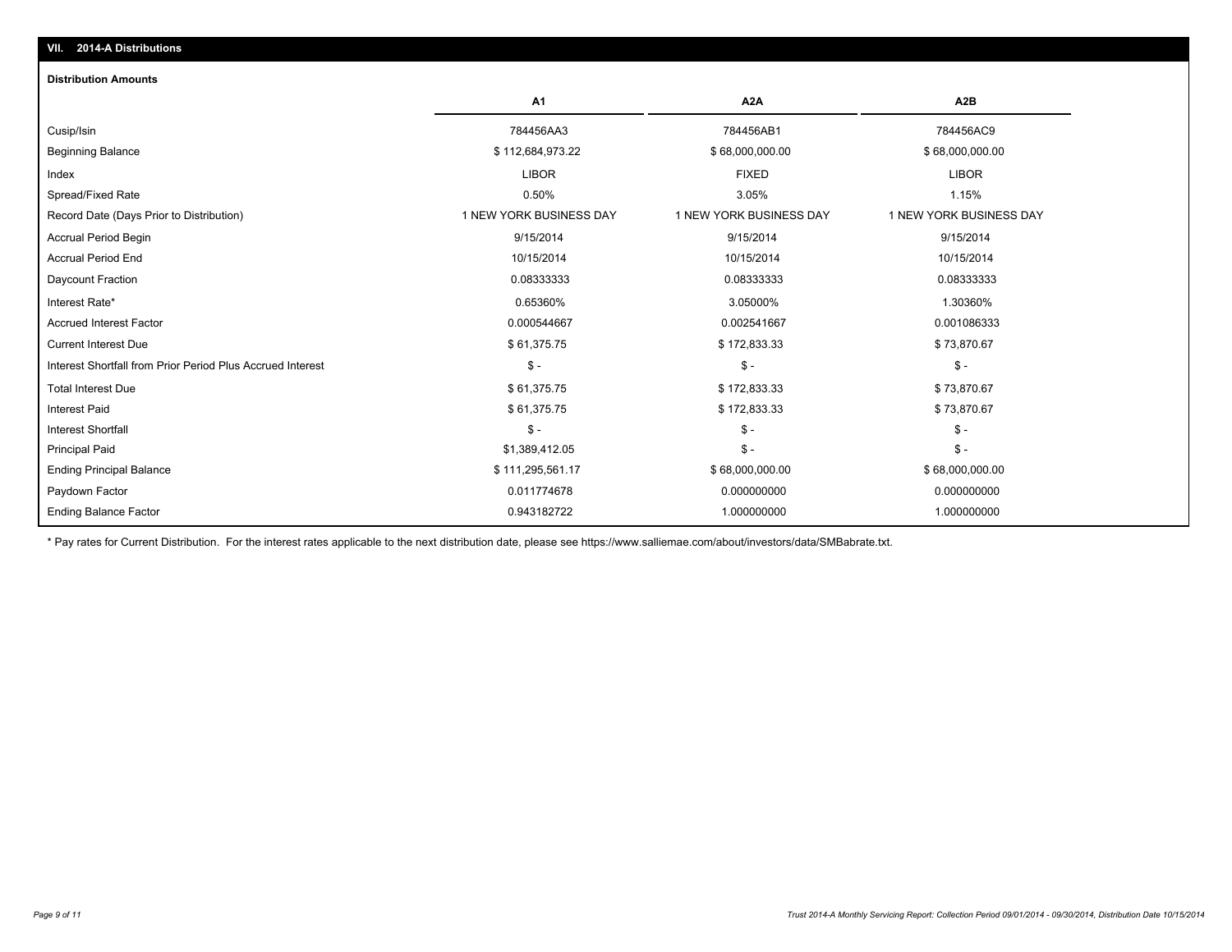## VII. 2014-A Distributions

### Distribution Amounts

| | A1 | A2A | A2B |
|---|---|---|---|
| Cusip/Isin | 784456AA3 | 784456AB1 | 784456AC9 |
| Beginning Balance | $ 112,684,973.22 | $ 68,000,000.00 | $ 68,000,000.00 |
| Index | LIBOR | FIXED | LIBOR |
| Spread/Fixed Rate | 0.50% | 3.05% | 1.15% |
| Record Date (Days Prior to Distribution) | 1 NEW YORK BUSINESS DAY | 1 NEW YORK BUSINESS DAY | 1 NEW YORK BUSINESS DAY |
| Accrual Period Begin | 9/15/2014 | 9/15/2014 | 9/15/2014 |
| Accrual Period End | 10/15/2014 | 10/15/2014 | 10/15/2014 |
| Daycount Fraction | 0.08333333 | 0.08333333 | 0.08333333 |
| Interest Rate* | 0.65360% | 3.05000% | 1.30360% |
| Accrued Interest Factor | 0.000544667 | 0.002541667 | 0.001086333 |
| Current Interest Due | $ 61,375.75 | $ 172,833.33 | $ 73,870.67 |
| Interest Shortfall from Prior Period Plus Accrued Interest | $ - | $ - | $ - |
| Total Interest Due | $ 61,375.75 | $ 172,833.33 | $ 73,870.67 |
| Interest Paid | $ 61,375.75 | $ 172,833.33 | $ 73,870.67 |
| Interest Shortfall | $ - | $ - | $ - |
| Principal Paid | $1,389,412.05 | $ - | $ - |
| Ending Principal Balance | $ 111,295,561.17 | $ 68,000,000.00 | $ 68,000,000.00 |
| Paydown Factor | 0.011774678 | 0.000000000 | 0.000000000 |
| Ending Balance Factor | 0.943182722 | 1.000000000 | 1.000000000 |

* Pay rates for Current Distribution. For the interest rates applicable to the next distribution date, please see https://www.salliemae.com/about/investors/data/SMBabrate.txt.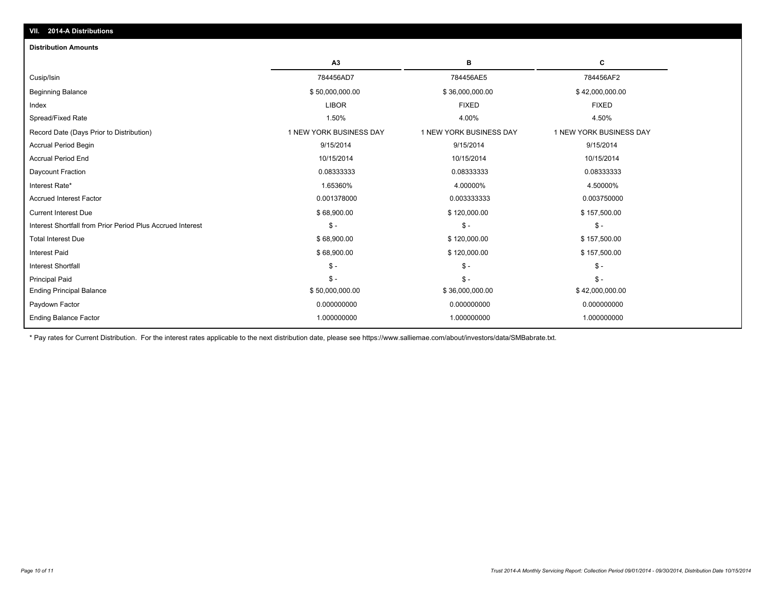## VII. 2014-A Distributions

### Distribution Amounts

| | A3 | B | C |
|---|---|---|---|
| Cusip/Isin | 784456AD7 | 784456AE5 | 784456AF2 |
| Beginning Balance | $ 50,000,000.00 | $ 36,000,000.00 | $ 42,000,000.00 |
| Index | LIBOR | FIXED | FIXED |
| Spread/Fixed Rate | 1.50% | 4.00% | 4.50% |
| Record Date (Days Prior to Distribution) | 1 NEW YORK BUSINESS DAY | 1 NEW YORK BUSINESS DAY | 1 NEW YORK BUSINESS DAY |
| Accrual Period Begin | 9/15/2014 | 9/15/2014 | 9/15/2014 |
| Accrual Period End | 10/15/2014 | 10/15/2014 | 10/15/2014 |
| Daycount Fraction | 0.08333333 | 0.08333333 | 0.08333333 |
| Interest Rate* | 1.65360% | 4.00000% | 4.50000% |
| Accrued Interest Factor | 0.001378000 | 0.003333333 | 0.003750000 |
| Current Interest Due | $ 68,900.00 | $ 120,000.00 | $ 157,500.00 |
| Interest Shortfall from Prior Period Plus Accrued Interest | $ - | $ - | $ - |
| Total Interest Due | $ 68,900.00 | $ 120,000.00 | $ 157,500.00 |
| Interest Paid | $ 68,900.00 | $ 120,000.00 | $ 157,500.00 |
| Interest Shortfall | $ - | $ - | $ - |
| Principal Paid | $ - | $ - | $ - |
| Ending Principal Balance | $ 50,000,000.00 | $ 36,000,000.00 | $ 42,000,000.00 |
| Paydown Factor | 0.000000000 | 0.000000000 | 0.000000000 |
| Ending Balance Factor | 1.000000000 | 1.000000000 | 1.000000000 |

* Pay rates for Current Distribution. For the interest rates applicable to the next distribution date, please see https://www.salliemae.com/about/investors/data/SMBabrate.txt.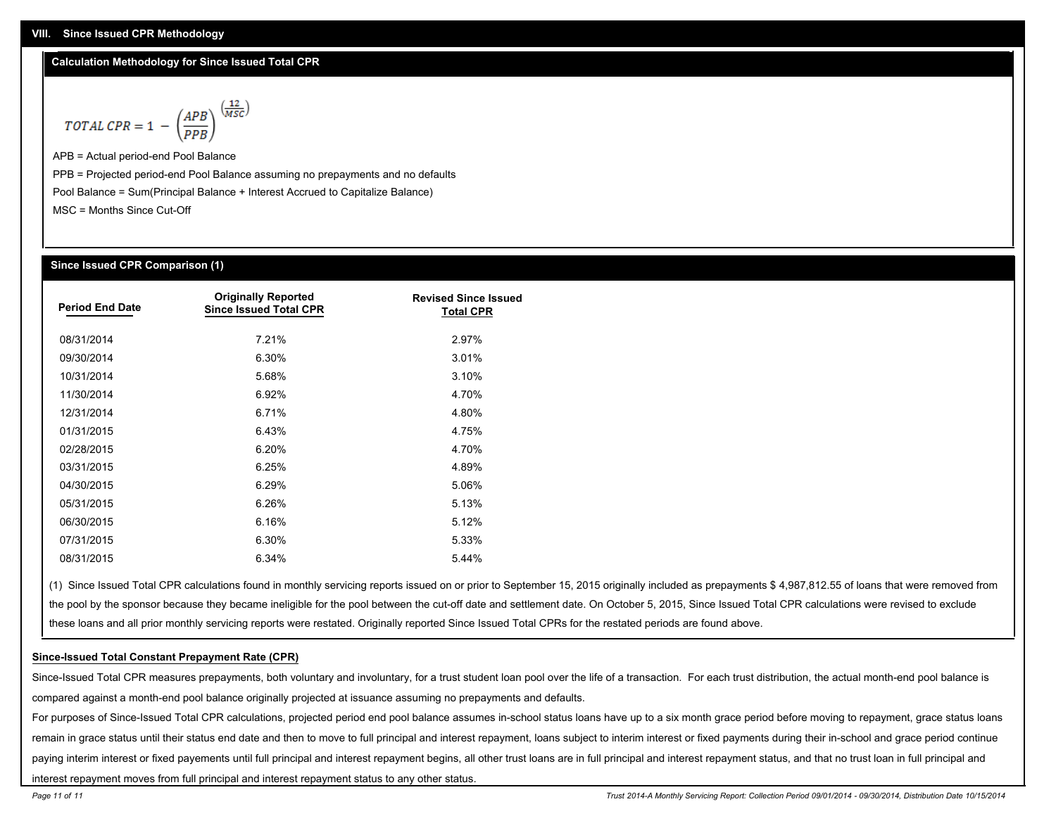## VIII. Since Issued CPR Methodology

### Calculation Methodology for Since Issued Total CPR

$$TOTAL\ CPR = 1 - \left(\frac{APB}{PPB}\right)^{\left(\frac{12}{MSC}\right)}$$

APB = Actual period-end Pool Balance

PPB = Projected period-end Pool Balance assuming no prepayments and no defaults

Pool Balance = Sum(Principal Balance + Interest Accrued to Capitalize Balance)

MSC = Months Since Cut-Off

### Since Issued CPR Comparison (1)

| Period End Date | Originally Reported Since Issued Total CPR | Revised Since Issued Total CPR |
|---|---|---|
| 08/31/2014 | 7.21% | 2.97% |
| 09/30/2014 | 6.30% | 3.01% |
| 10/31/2014 | 5.68% | 3.10% |
| 11/30/2014 | 6.92% | 4.70% |
| 12/31/2014 | 6.71% | 4.80% |
| 01/31/2015 | 6.43% | 4.75% |
| 02/28/2015 | 6.20% | 4.70% |
| 03/31/2015 | 6.25% | 4.89% |
| 04/30/2015 | 6.29% | 5.06% |
| 05/31/2015 | 6.26% | 5.13% |
| 06/30/2015 | 6.16% | 5.12% |
| 07/31/2015 | 6.30% | 5.33% |
| 08/31/2015 | 6.34% | 5.44% |

(1) Since Issued Total CPR calculations found in monthly servicing reports issued on or prior to September 15, 2015 originally included as prepayments $ 4,987,812.55 of loans that were removed from the pool by the sponsor because they became ineligible for the pool between the cut-off date and settlement date. On October 5, 2015, Since Issued Total CPR calculations were revised to exclude these loans and all prior monthly servicing reports were restated. Originally reported Since Issued Total CPRs for the restated periods are found above.

**Since-Issued Total Constant Prepayment Rate (CPR)**

Since-Issued Total CPR measures prepayments, both voluntary and involuntary, for a trust student loan pool over the life of a transaction. For each trust distribution, the actual month-end pool balance is compared against a month-end pool balance originally projected at issuance assuming no prepayments and defaults.

For purposes of Since-Issued Total CPR calculations, projected period end pool balance assumes in-school status loans have up to a six month grace period before moving to repayment, grace status loans remain in grace status until their status end date and then to move to full principal and interest repayment, loans subject to interim interest or fixed payments during their in-school and grace period continue paying interim interest or fixed payements until full principal and interest repayment begins, all other trust loans are in full principal and interest repayment status, and that no trust loan in full principal and interest repayment moves from full principal and interest repayment status to any other status.